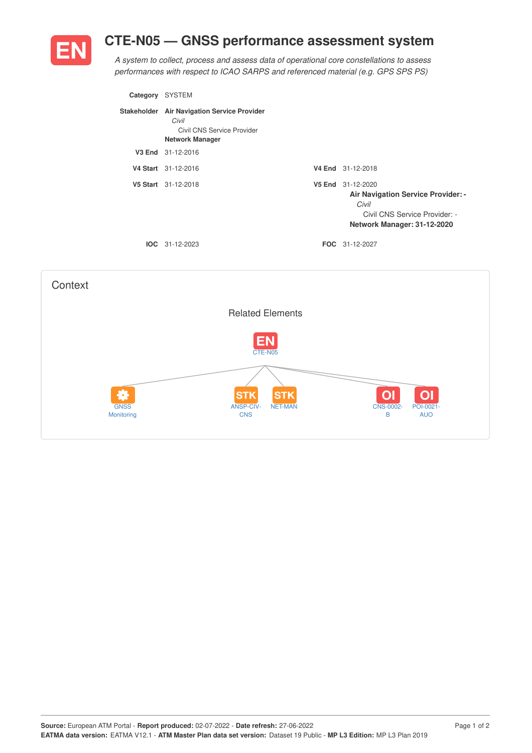# CTE-N05 — GNSS performance assessment system

*A system to collect, process and assess data of operational core constellations to assess performances with respect to ICAO SARPS and referenced material (e.g. GPS SPS PS)*

**Category** SYSTEM

**Stakeholder** **Air Navigation Service Provider**
*Civil*
Civil CNS Service Provider
**Network Manager**

**V3 End** 31-12-2016

**V4 Start** 31-12-2016

**V4 End** 31-12-2018

**V5 Start** 31-12-2018

**V5 End** 31-12-2020
**Air Navigation Service Provider: -**
*Civil*
Civil CNS Service Provider: -
**Network Manager: 31-12-2020**

**IOC** 31-12-2023

**FOC** 31-12-2027

## Context

### Related Elements

EN CTE-N05

- GNSS Monitoring
- STK ANSP-CIV-CNS
- STK NET-MAN
- OI CNS-0002-B
- OI POI-0021-AUO

**Source:** European ATM Portal - **Report produced:** 02-07-2022 - **Date refresh:** 27-06-2022
**EATMA data version:** EATMA V12.1 - **ATM Master Plan data set version:** Dataset 19 Public - **MP L3 Edition:** MP L3 Plan 2019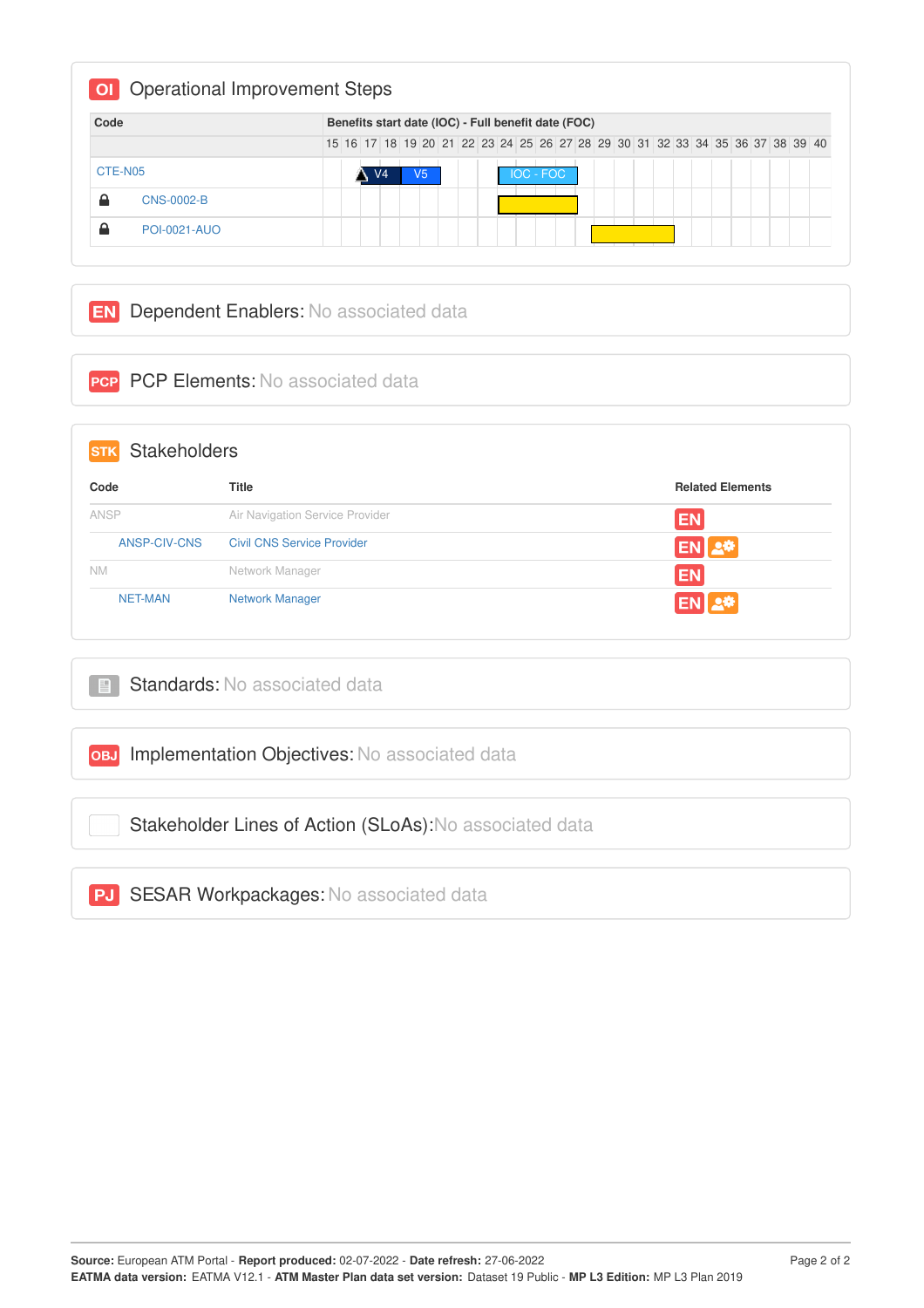## OI Operational Improvement Steps

| Code | Benefits start date (IOC) - Full benefit date (FOC) |
|---|---|
| | 15 16 17 18 19 20 21 22 23 24 25 26 27 28 29 30 31 32 33 34 35 36 37 38 39 40 |
| CTE-N05 | V4 V5 IOC - FOC |
| CNS-0002-B | |
| POI-0021-AUO | |

## EN Dependent Enablers: No associated data

## PCP PCP Elements: No associated data

## STK Stakeholders

| Code | Title | Related Elements |
|---|---|---|
| ANSP | Air Navigation Service Provider | EN |
| ANSP-CIV-CNS | Civil CNS Service Provider | EN |
| NM | Network Manager | EN |
| NET-MAN | Network Manager | EN |

## Standards: No associated data

## OBJ Implementation Objectives: No associated data

## Stakeholder Lines of Action (SLoAs): No associated data

## PJ SESAR Workpackages: No associated data

**Source:** European ATM Portal - **Report produced:** 02-07-2022 - **Date refresh:** 27-06-2022
**EATMA data version:** EATMA V12.1 - **ATM Master Plan data set version:** Dataset 19 Public - **MP L3 Edition:** MP L3 Plan 2019